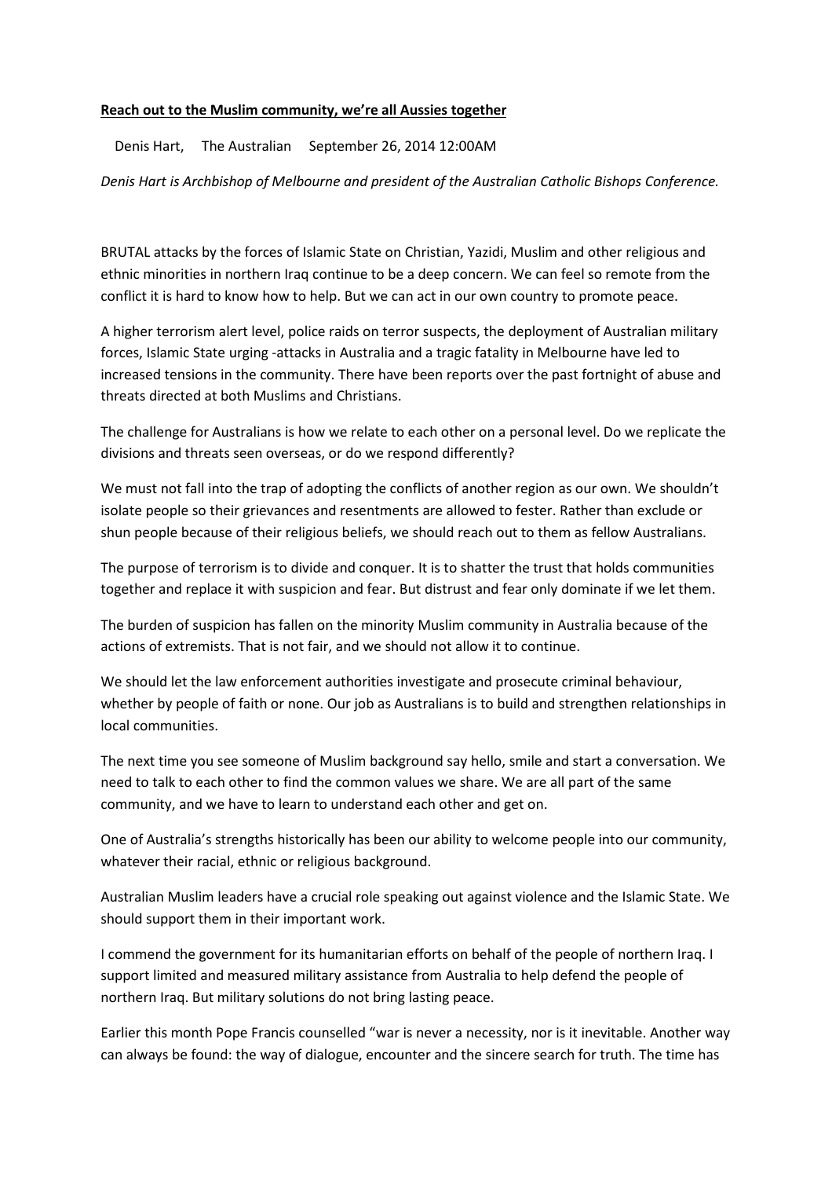**Reach out to the Muslim community, we're all Aussies together**

Denis Hart, The Australian September 26, 2014 12:00AM

*Denis Hart is Archbishop of Melbourne and president of the Australian Catholic Bishops Conference.*

BRUTAL attacks by the forces of Islamic State on Christian, Yazidi, Muslim and other religious and ethnic minorities in northern Iraq continue to be a deep concern. We can feel so remote from the conflict it is hard to know how to help. But we can act in our own country to promote peace.

A higher terrorism alert level, police raids on terror suspects, the deployment of Australian military forces, Islamic State urging -attacks in Australia and a tragic fatality in Melbourne have led to increased tensions in the community. There have been reports over the past fortnight of abuse and threats directed at both Muslims and Christians.

The challenge for Australians is how we relate to each other on a personal level. Do we replicate the divisions and threats seen overseas, or do we respond differently?

We must not fall into the trap of adopting the conflicts of another region as our own. We shouldn't isolate people so their grievances and resentments are allowed to fester. Rather than exclude or shun people because of their religious beliefs, we should reach out to them as fellow Australians.

The purpose of terrorism is to divide and conquer. It is to shatter the trust that holds communities together and replace it with suspicion and fear. But distrust and fear only dominate if we let them.

The burden of suspicion has fallen on the minority Muslim community in Australia because of the actions of extremists. That is not fair, and we should not allow it to continue.

We should let the law enforcement authorities investigate and prosecute criminal behaviour, whether by people of faith or none. Our job as Australians is to build and strengthen relationships in local communities.

The next time you see someone of Muslim background say hello, smile and start a conversation. We need to talk to each other to find the common values we share. We are all part of the same community, and we have to learn to understand each other and get on.

One of Australia's strengths historically has been our ability to welcome people into our community, whatever their racial, ethnic or religious background.

Australian Muslim leaders have a crucial role speaking out against violence and the Islamic State. We should support them in their important work.

I commend the government for its humanitarian efforts on behalf of the people of northern Iraq. I support limited and measured military assistance from Australia to help defend the people of northern Iraq. But military solutions do not bring lasting peace.

Earlier this month Pope Francis counselled "war is never a necessity, nor is it inevitable. Another way can always be found: the way of dialogue, encounter and the sincere search for truth. The time has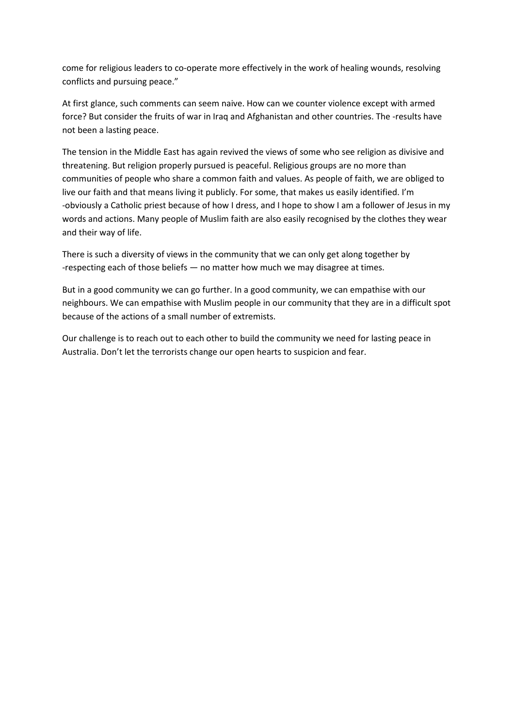come for religious leaders to co-operate more effectively in the work of healing wounds, resolving conflicts and pursuing peace."

At first glance, such comments can seem naive. How can we counter violence except with armed force? But consider the fruits of war in Iraq and Afghanistan and other countries. The -results have not been a lasting peace.

The tension in the Middle East has again revived the views of some who see religion as divisive and threatening. But religion properly pursued is peaceful. Religious groups are no more than communities of people who share a common faith and values. As people of faith, we are obliged to live our faith and that means living it publicly. For some, that makes us easily identified. I'm -obviously a Catholic priest because of how I dress, and I hope to show I am a follower of Jesus in my words and actions. Many people of Muslim faith are also easily recognised by the clothes they wear and their way of life.

There is such a diversity of views in the community that we can only get along together by -respecting each of those beliefs — no matter how much we may disagree at times.

But in a good community we can go further. In a good community, we can empathise with our neighbours. We can empathise with Muslim people in our community that they are in a difficult spot because of the actions of a small number of extremists.

Our challenge is to reach out to each other to build the community we need for lasting peace in Australia. Don't let the terrorists change our open hearts to suspicion and fear.